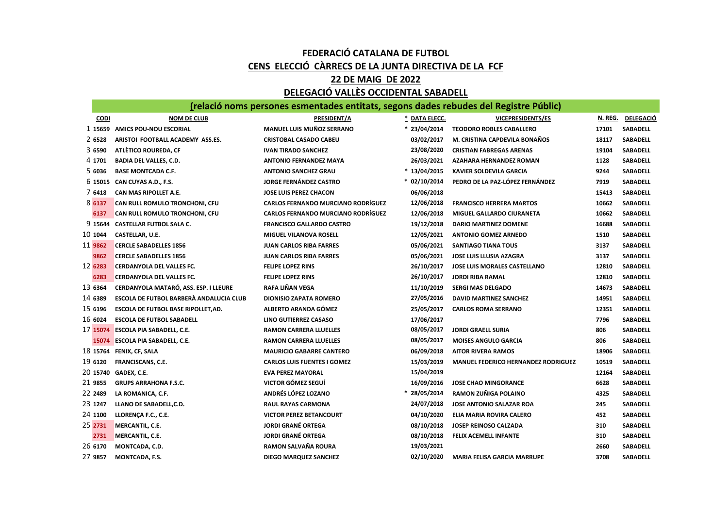# FEDERACIÓ CATALANA DE FUTBOL

## CENS ELECCIÓ CÀRRECS DE LA JUNTA DIRECTIVA DE LA FCF

## 22 DE MAIG DE 2022

## DELEGACIÓ VALLÈS OCCIDENTAL SABADELL

### (relació noms persones esmentades entitats, segons dades rebudes del Registre Públic)

| | CODI | NOM DE CLUB | PRESIDENT/A | * DATA ELECC. | VICEPRESIDENTS/ES | N. REG. | DELEGACIÓ |
|---|---|---|---|---|---|---|---|
| 1 | 15659 | AMICS POU-NOU ESCORIAL | MANUEL LUIS MUÑOZ SERRANO | * 23/04/2014 | TEODORO ROBLES CABALLERO | 17101 | SABADELL |
| 2 | 6528 | ARISTOI FOOTBALL ACADEMY ASS.ES. | CRISTOBAL CASADO CABEU | 03/02/2017 | M. CRISTINA CAPDEVILA BONAÑOS | 18117 | SABADELL |
| 3 | 6590 | ATLÈTICO ROUREDA, CF | IVAN TIRADO SANCHEZ | 23/08/2020 | CRISTIAN FABREGAS ARENAS | 19104 | SABADELL |
| 4 | 1701 | BADIA DEL VALLES, C.D. | ANTONIO FERNANDEZ MAYA | 26/03/2021 | AZAHARA HERNANDEZ ROMAN | 1128 | SABADELL |
| 5 | 6036 | BASE MONTCADA C.F. | ANTONIO SANCHEZ GRAU | * 13/04/2015 | XAVIER SOLDEVILA GARCIA | 9244 | SABADELL |
| 6 | 15015 | CAN CUYAS A.D., F.S. | JORGE FERNÁNDEZ CASTRO | * 02/10/2014 | PEDRO DE LA PAZ-LÓPEZ FERNÁNDEZ | 7919 | SABADELL |
| 7 | 6418 | CAN MAS RIPOLLET A.E. | JOSE LUIS PEREZ CHACON | 06/06/2018 | | 15413 | SABADELL |
| 8 | 6137 | CAN RULL ROMULO TRONCHONI, CFU | CARLOS FERNANDO MURCIANO RODRÍGUEZ | 12/06/2018 | FRANCISCO HERRERA MARTOS | 10662 | SABADELL |
| | 6137 | CAN RULL ROMULO TRONCHONI, CFU | CARLOS FERNANDO MURCIANO RODRÍGUEZ | 12/06/2018 | MIGUEL GALLARDO CIURANETA | 10662 | SABADELL |
| 9 | 15644 | CASTELLAR FUTBOL SALA C. | FRANCISCO GALLARDO CASTRO | 19/12/2018 | DARIO MARTINEZ DOMENE | 16688 | SABADELL |
| 10 | 1044 | CASTELLAR, U.E. | MIGUEL VILANOVA ROSELL | 12/05/2021 | ANTONIO GOMEZ ARNEDO | 1510 | SABADELL |
| 11 | 9862 | CERCLE SABADELLES 1856 | JUAN CARLOS RIBA FARRES | 05/06/2021 | SANTIAGO TIANA TOUS | 3137 | SABADELL |
| | 9862 | CERCLE SABADELLES 1856 | JUAN CARLOS RIBA FARRES | 05/06/2021 | JOSE LUIS LLUSIA AZAGRA | 3137 | SABADELL |
| 12 | 6283 | CERDANYOLA DEL VALLES FC. | FELIPE LOPEZ RINS | 26/10/2017 | JOSE LUIS MORALES CASTELLANO | 12810 | SABADELL |
| | 6283 | CERDANYOLA DEL VALLES FC. | FELIPE LOPEZ RINS | 26/10/2017 | JORDI RIBA RAMAL | 12810 | SABADELL |
| 13 | 6364 | CERDANYOLA MATARÓ, ASS. ESP. I LLEURE | RAFA LIÑAN VEGA | 11/10/2019 | SERGI MAS DELGADO | 14673 | SABADELL |
| 14 | 6389 | ESCOLA DE FUTBOL BARBERÀ ANDALUCIA CLUB | DIONISIO ZAPATA ROMERO | 27/05/2016 | DAVID MARTINEZ SANCHEZ | 14951 | SABADELL |
| 15 | 6196 | ESCOLA DE FUTBOL BASE RIPOLLET,AD. | ALBERTO ARANDA GÓMEZ | 25/05/2017 | CARLOS ROMA SERRANO | 12351 | SABADELL |
| 16 | 6024 | ESCOLA DE FUTBOL SABADELL | LINO GUTIERREZ CASASO | 17/06/2017 | | 7796 | SABADELL |
| 17 | 15074 | ESCOLA PIA SABADELL, C.E. | RAMON CARRERA LLUELLES | 08/05/2017 | JORDI GRAELL SURIA | 806 | SABADELL |
| | 15074 | ESCOLA PIA SABADELL, C.E. | RAMON CARRERA LLUELLES | 08/05/2017 | MOISES ANGULO GARCIA | 806 | SABADELL |
| 18 | 15764 | FENIX, CF, SALA | MAURICIO GABARRE CANTERO | 06/09/2018 | AITOR RIVERA RAMOS | 18906 | SABADELL |
| 19 | 6120 | FRANCISCANS, C.E. | CARLOS LUIS FUENTES I GOMEZ | 15/03/2019 | MANUEL FEDERICO HERNANDEZ RODRIGUEZ | 10519 | SABADELL |
| 20 | 15740 | GADEX, C.E. | EVA PEREZ MAYORAL | 15/04/2019 | | 12164 | SABADELL |
| 21 | 9855 | GRUPS ARRAHONA F.S.C. | VICTOR GÓMEZ SEGUÍ | 16/09/2016 | JOSE CHAO MINGORANCE | 6628 | SABADELL |
| 22 | 2489 | LA ROMANICA, C.F. | ANDRÉS LÓPEZ LOZANO | * 28/05/2014 | RAMON ZUÑIGA POLAINO | 4325 | SABADELL |
| 23 | 1247 | LLANO DE SABADELL,C.D. | RAUL RAYAS CARMONA | 24/07/2018 | JOSE ANTONIO SALAZAR ROA | 245 | SABADELL |
| 24 | 1100 | LLORENÇA F.C., C.E. | VICTOR PEREZ BETANCOURT | 04/10/2020 | ELIA MARIA ROVIRA CALERO | 452 | SABADELL |
| 25 | 2731 | MERCANTIL, C.E. | JORDI GRANÉ ORTEGA | 08/10/2018 | JOSEP REINOSO CALZADA | 310 | SABADELL |
| | 2731 | MERCANTIL, C.E. | JORDI GRANÉ ORTEGA | 08/10/2018 | FELIX ACEMELL INFANTE | 310 | SABADELL |
| 26 | 6170 | MONTCADA, C.D. | RAMON SALVAÑA ROURA | 19/03/2021 | | 2660 | SABADELL |
| 27 | 9857 | MONTCADA, F.S. | DIEGO MARQUEZ SANCHEZ | 02/10/2020 | MARIA FELISA GARCIA MARRUPE | 3708 | SABADELL |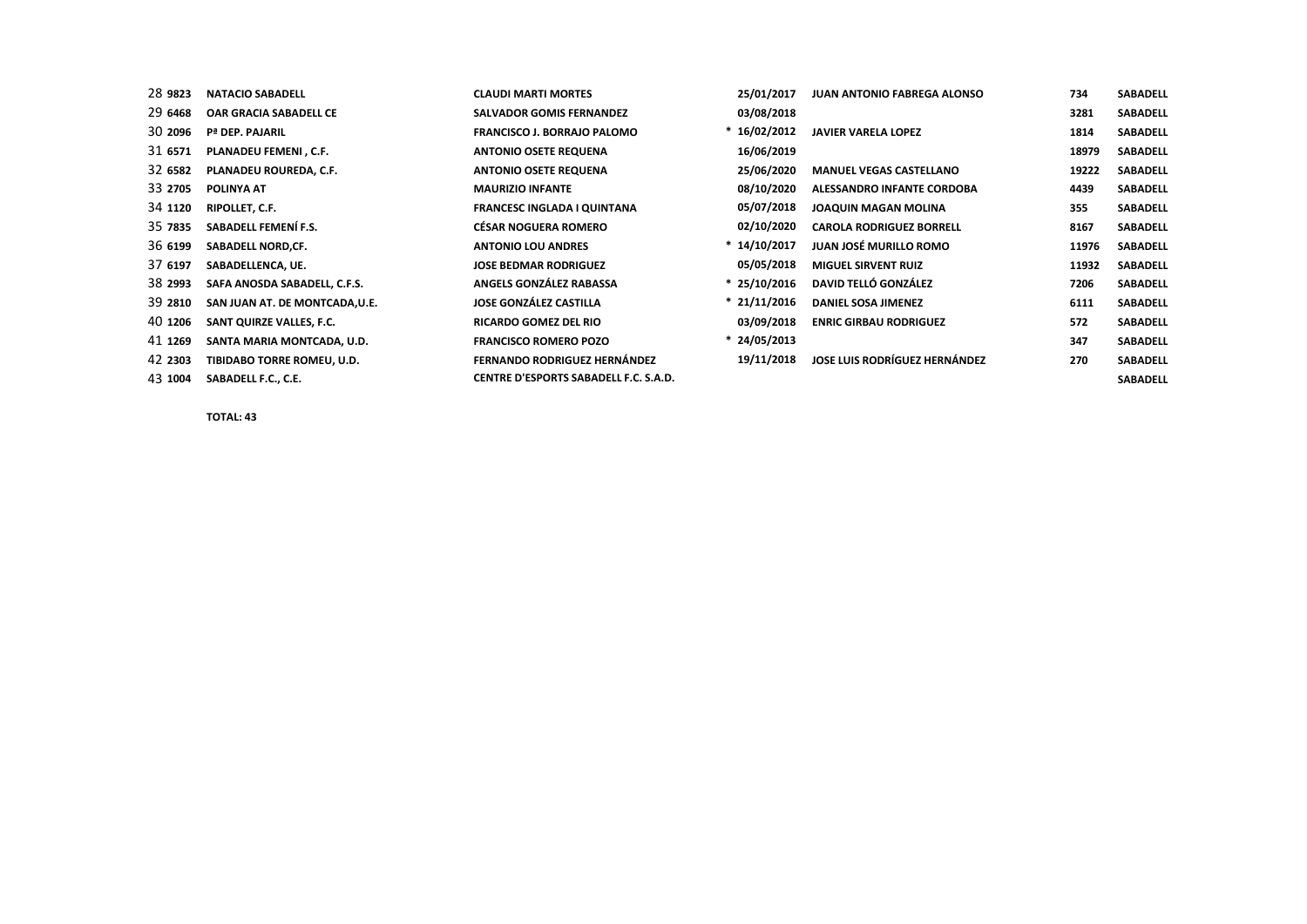| | | | | | | | |
|---|---|---|---|---|---|---|---|
| 28 | **9823** | **NATACIO SABADELL** | **CLAUDI MARTI MORTES** | **25/01/2017** | **JUAN ANTONIO FABREGA ALONSO** | **734** | **SABADELL** |
| 29 | **6468** | **OAR GRACIA SABADELL CE** | **SALVADOR GOMIS FERNANDEZ** | **03/08/2018** | | **3281** | **SABADELL** |
| 30 | **2096** | **Pª DEP. PAJARIL** | **FRANCISCO J. BORRAJO PALOMO** | * **16/02/2012** | **JAVIER VARELA LOPEZ** | **1814** | **SABADELL** |
| 31 | **6571** | **PLANADEU FEMENI , C.F.** | **ANTONIO OSETE REQUENA** | **16/06/2019** | | **18979** | **SABADELL** |
| 32 | **6582** | **PLANADEU ROUREDA, C.F.** | **ANTONIO OSETE REQUENA** | **25/06/2020** | **MANUEL VEGAS CASTELLANO** | **19222** | **SABADELL** |
| 33 | **2705** | **POLINYA AT** | **MAURIZIO INFANTE** | **08/10/2020** | **ALESSANDRO INFANTE CORDOBA** | **4439** | **SABADELL** |
| 34 | **1120** | **RIPOLLET, C.F.** | **FRANCESC INGLADA I QUINTANA** | **05/07/2018** | **JOAQUIN MAGAN MOLINA** | **355** | **SABADELL** |
| 35 | **7835** | **SABADELL FEMENÍ F.S.** | **CÉSAR NOGUERA ROMERO** | **02/10/2020** | **CAROLA RODRIGUEZ BORRELL** | **8167** | **SABADELL** |
| 36 | **6199** | **SABADELL NORD,CF.** | **ANTONIO LOU ANDRES** | * **14/10/2017** | **JUAN JOSÉ MURILLO ROMO** | **11976** | **SABADELL** |
| 37 | **6197** | **SABADELLENCA, UE.** | **JOSE BEDMAR RODRIGUEZ** | **05/05/2018** | **MIGUEL SIRVENT RUIZ** | **11932** | **SABADELL** |
| 38 | **2993** | **SAFA ANOSDA SABADELL, C.F.S.** | **ANGELS GONZÁLEZ RABASSA** | * **25/10/2016** | **DAVID TELLÓ GONZÁLEZ** | **7206** | **SABADELL** |
| 39 | **2810** | **SAN JUAN AT. DE MONTCADA,U.E.** | **JOSE GONZÁLEZ CASTILLA** | * **21/11/2016** | **DANIEL SOSA JIMENEZ** | **6111** | **SABADELL** |
| 40 | **1206** | **SANT QUIRZE VALLES, F.C.** | **RICARDO GOMEZ DEL RIO** | **03/09/2018** | **ENRIC GIRBAU RODRIGUEZ** | **572** | **SABADELL** |
| 41 | **1269** | **SANTA MARIA MONTCADA, U.D.** | **FRANCISCO ROMERO POZO** | * **24/05/2013** | | **347** | **SABADELL** |
| 42 | **2303** | **TIBIDABO TORRE ROMEU, U.D.** | **FERNANDO RODRIGUEZ HERNÁNDEZ** | **19/11/2018** | **JOSE LUIS RODRÍGUEZ HERNÁNDEZ** | **270** | **SABADELL** |
| 43 | **1004** | **SABADELL F.C., C.E.** | **CENTRE D'ESPORTS SABADELL F.C. S.A.D.** | | | | **SABADELL** |

**TOTAL: 43**